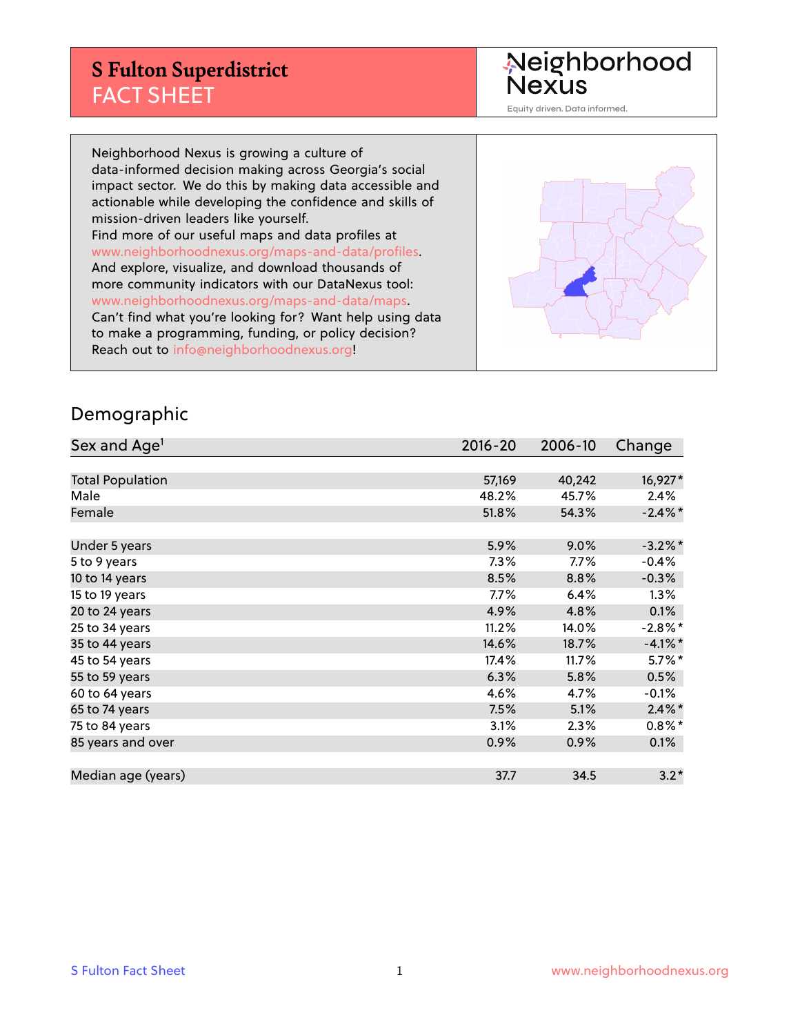# S Fulton Superdistrict
## FACT SHEET

Neighborhood Nexus
Equity driven. Data informed.

Neighborhood Nexus is growing a culture of data-informed decision making across Georgia's social impact sector. We do this by making data accessible and actionable while developing the confidence and skills of mission-driven leaders like yourself.
Find more of our useful maps and data profiles at www.neighborhoodnexus.org/maps-and-data/profiles.
And explore, visualize, and download thousands of more community indicators with our DataNexus tool: www.neighborhoodnexus.org/maps-and-data/maps.
Can't find what you're looking for? Want help using data to make a programming, funding, or policy decision? Reach out to info@neighborhoodnexus.org!

## Demographic

| Sex and Age[1] | 2016-20 | 2006-10 | Change |
|---|---|---|---|
| Total Population | 57,169 | 40,242 | 16,927* |
| Male | 48.2% | 45.7% | 2.4% |
| Female | 51.8% | 54.3% | -2.4%* |
| | | | |
| Under 5 years | 5.9% | 9.0% | -3.2%* |
| 5 to 9 years | 7.3% | 7.7% | -0.4% |
| 10 to 14 years | 8.5% | 8.8% | -0.3% |
| 15 to 19 years | 7.7% | 6.4% | 1.3% |
| 20 to 24 years | 4.9% | 4.8% | 0.1% |
| 25 to 34 years | 11.2% | 14.0% | -2.8%* |
| 35 to 44 years | 14.6% | 18.7% | -4.1%* |
| 45 to 54 years | 17.4% | 11.7% | 5.7%* |
| 55 to 59 years | 6.3% | 5.8% | 0.5% |
| 60 to 64 years | 4.6% | 4.7% | -0.1% |
| 65 to 74 years | 7.5% | 5.1% | 2.4%* |
| 75 to 84 years | 3.1% | 2.3% | 0.8%* |
| 85 years and over | 0.9% | 0.9% | 0.1% |
| | | | |
| Median age (years) | 37.7 | 34.5 | 3.2* |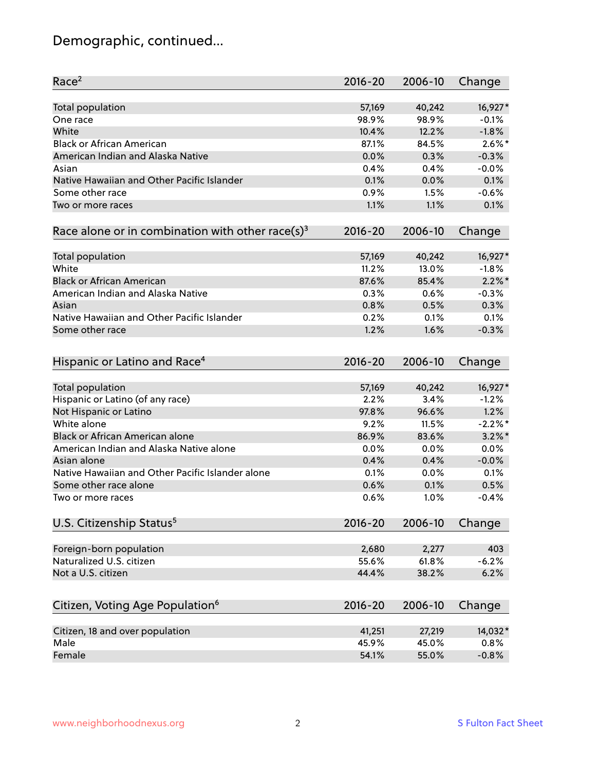## Demographic, continued...

| Race[2] | 2016-20 | 2006-10 | Change |
|---|---|---|---|
| Total population | 57,169 | 40,242 | 16,927* |
| One race | 98.9% | 98.9% | -0.1% |
| White | 10.4% | 12.2% | -1.8% |
| Black or African American | 87.1% | 84.5% | 2.6%* |
| American Indian and Alaska Native | 0.0% | 0.3% | -0.3% |
| Asian | 0.4% | 0.4% | -0.0% |
| Native Hawaiian and Other Pacific Islander | 0.1% | 0.0% | 0.1% |
| Some other race | 0.9% | 1.5% | -0.6% |
| Two or more races | 1.1% | 1.1% | 0.1% |

| Race alone or in combination with other race(s)[3] | 2016-20 | 2006-10 | Change |
|---|---|---|---|
| Total population | 57,169 | 40,242 | 16,927* |
| White | 11.2% | 13.0% | -1.8% |
| Black or African American | 87.6% | 85.4% | 2.2%* |
| American Indian and Alaska Native | 0.3% | 0.6% | -0.3% |
| Asian | 0.8% | 0.5% | 0.3% |
| Native Hawaiian and Other Pacific Islander | 0.2% | 0.1% | 0.1% |
| Some other race | 1.2% | 1.6% | -0.3% |

| Hispanic or Latino and Race[4] | 2016-20 | 2006-10 | Change |
|---|---|---|---|
| Total population | 57,169 | 40,242 | 16,927* |
| Hispanic or Latino (of any race) | 2.2% | 3.4% | -1.2% |
| Not Hispanic or Latino | 97.8% | 96.6% | 1.2% |
| White alone | 9.2% | 11.5% | -2.2%* |
| Black or African American alone | 86.9% | 83.6% | 3.2%* |
| American Indian and Alaska Native alone | 0.0% | 0.0% | 0.0% |
| Asian alone | 0.4% | 0.4% | -0.0% |
| Native Hawaiian and Other Pacific Islander alone | 0.1% | 0.0% | 0.1% |
| Some other race alone | 0.6% | 0.1% | 0.5% |
| Two or more races | 0.6% | 1.0% | -0.4% |

| U.S. Citizenship Status[5] | 2016-20 | 2006-10 | Change |
|---|---|---|---|
| Foreign-born population | 2,680 | 2,277 | 403 |
| Naturalized U.S. citizen | 55.6% | 61.8% | -6.2% |
| Not a U.S. citizen | 44.4% | 38.2% | 6.2% |

| Citizen, Voting Age Population[6] | 2016-20 | 2006-10 | Change |
|---|---|---|---|
| Citizen, 18 and over population | 41,251 | 27,219 | 14,032* |
| Male | 45.9% | 45.0% | 0.8% |
| Female | 54.1% | 55.0% | -0.8% |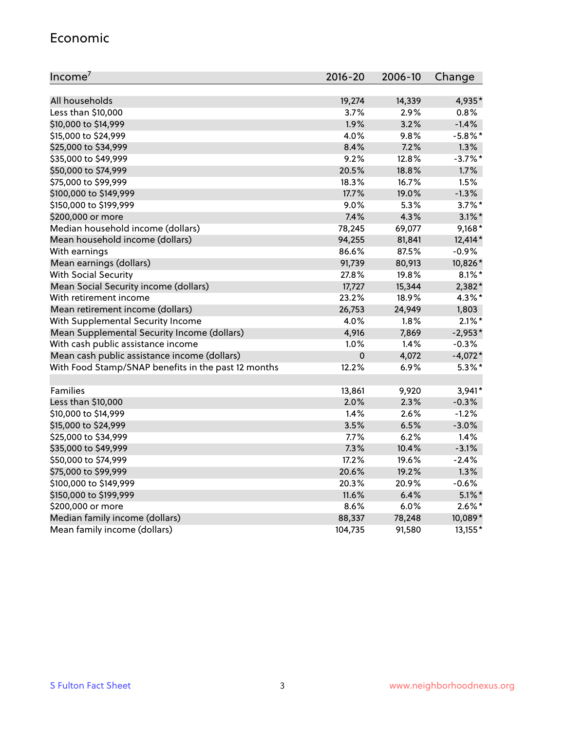## Economic

| Income[7] | 2016-20 | 2006-10 | Change |
|---|---|---|---|
| All households | 19,274 | 14,339 | 4,935* |
| Less than $10,000 | 3.7% | 2.9% | 0.8% |
| $10,000 to $14,999 | 1.9% | 3.2% | -1.4% |
| $15,000 to $24,999 | 4.0% | 9.8% | -5.8%* |
| $25,000 to $34,999 | 8.4% | 7.2% | 1.3% |
| $35,000 to $49,999 | 9.2% | 12.8% | -3.7%* |
| $50,000 to $74,999 | 20.5% | 18.8% | 1.7% |
| $75,000 to $99,999 | 18.3% | 16.7% | 1.5% |
| $100,000 to $149,999 | 17.7% | 19.0% | -1.3% |
| $150,000 to $199,999 | 9.0% | 5.3% | 3.7%* |
| $200,000 or more | 7.4% | 4.3% | 3.1%* |
| Median household income (dollars) | 78,245 | 69,077 | 9,168* |
| Mean household income (dollars) | 94,255 | 81,841 | 12,414* |
| With earnings | 86.6% | 87.5% | -0.9% |
| Mean earnings (dollars) | 91,739 | 80,913 | 10,826* |
| With Social Security | 27.8% | 19.8% | 8.1%* |
| Mean Social Security income (dollars) | 17,727 | 15,344 | 2,382* |
| With retirement income | 23.2% | 18.9% | 4.3%* |
| Mean retirement income (dollars) | 26,753 | 24,949 | 1,803 |
| With Supplemental Security Income | 4.0% | 1.8% | 2.1%* |
| Mean Supplemental Security Income (dollars) | 4,916 | 7,869 | -2,953* |
| With cash public assistance income | 1.0% | 1.4% | -0.3% |
| Mean cash public assistance income (dollars) | 0 | 4,072 | -4,072* |
| With Food Stamp/SNAP benefits in the past 12 months | 12.2% | 6.9% | 5.3%* |
| | | | |
| Families | 13,861 | 9,920 | 3,941* |
| Less than $10,000 | 2.0% | 2.3% | -0.3% |
| $10,000 to $14,999 | 1.4% | 2.6% | -1.2% |
| $15,000 to $24,999 | 3.5% | 6.5% | -3.0% |
| $25,000 to $34,999 | 7.7% | 6.2% | 1.4% |
| $35,000 to $49,999 | 7.3% | 10.4% | -3.1% |
| $50,000 to $74,999 | 17.2% | 19.6% | -2.4% |
| $75,000 to $99,999 | 20.6% | 19.2% | 1.3% |
| $100,000 to $149,999 | 20.3% | 20.9% | -0.6% |
| $150,000 to $199,999 | 11.6% | 6.4% | 5.1%* |
| $200,000 or more | 8.6% | 6.0% | 2.6%* |
| Median family income (dollars) | 88,337 | 78,248 | 10,089* |
| Mean family income (dollars) | 104,735 | 91,580 | 13,155* |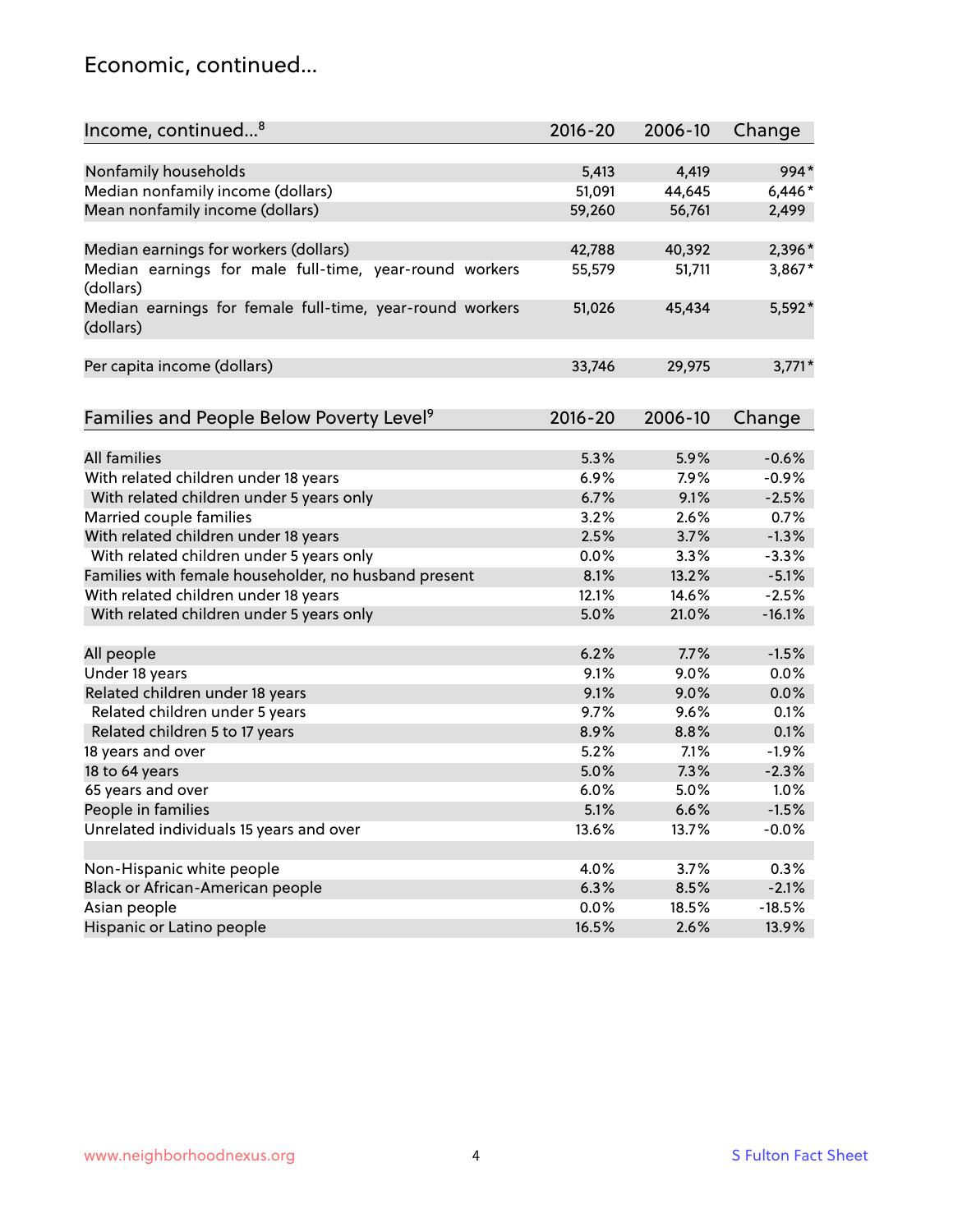## Economic, continued...

| Income, continued...[8] | 2016-20 | 2006-10 | Change |
|---|---|---|---|
| Nonfamily households | 5,413 | 4,419 | 994* |
| Median nonfamily income (dollars) | 51,091 | 44,645 | 6,446* |
| Mean nonfamily income (dollars) | 59,260 | 56,761 | 2,499 |
| Median earnings for workers (dollars) | 42,788 | 40,392 | 2,396* |
| Median earnings for male full-time, year-round workers (dollars) | 55,579 | 51,711 | 3,867* |
| Median earnings for female full-time, year-round workers (dollars) | 51,026 | 45,434 | 5,592* |
| Per capita income (dollars) | 33,746 | 29,975 | 3,771* |

| Families and People Below Poverty Level[9] | 2016-20 | 2006-10 | Change |
|---|---|---|---|
| All families | 5.3% | 5.9% | -0.6% |
| With related children under 18 years | 6.9% | 7.9% | -0.9% |
| With related children under 5 years only | 6.7% | 9.1% | -2.5% |
| Married couple families | 3.2% | 2.6% | 0.7% |
| With related children under 18 years | 2.5% | 3.7% | -1.3% |
| With related children under 5 years only | 0.0% | 3.3% | -3.3% |
| Families with female householder, no husband present | 8.1% | 13.2% | -5.1% |
| With related children under 18 years | 12.1% | 14.6% | -2.5% |
| With related children under 5 years only | 5.0% | 21.0% | -16.1% |
| All people | 6.2% | 7.7% | -1.5% |
| Under 18 years | 9.1% | 9.0% | 0.0% |
| Related children under 18 years | 9.1% | 9.0% | 0.0% |
| Related children under 5 years | 9.7% | 9.6% | 0.1% |
| Related children 5 to 17 years | 8.9% | 8.8% | 0.1% |
| 18 years and over | 5.2% | 7.1% | -1.9% |
| 18 to 64 years | 5.0% | 7.3% | -2.3% |
| 65 years and over | 6.0% | 5.0% | 1.0% |
| People in families | 5.1% | 6.6% | -1.5% |
| Unrelated individuals 15 years and over | 13.6% | 13.7% | -0.0% |
| Non-Hispanic white people | 4.0% | 3.7% | 0.3% |
| Black or African-American people | 6.3% | 8.5% | -2.1% |
| Asian people | 0.0% | 18.5% | -18.5% |
| Hispanic or Latino people | 16.5% | 2.6% | 13.9% |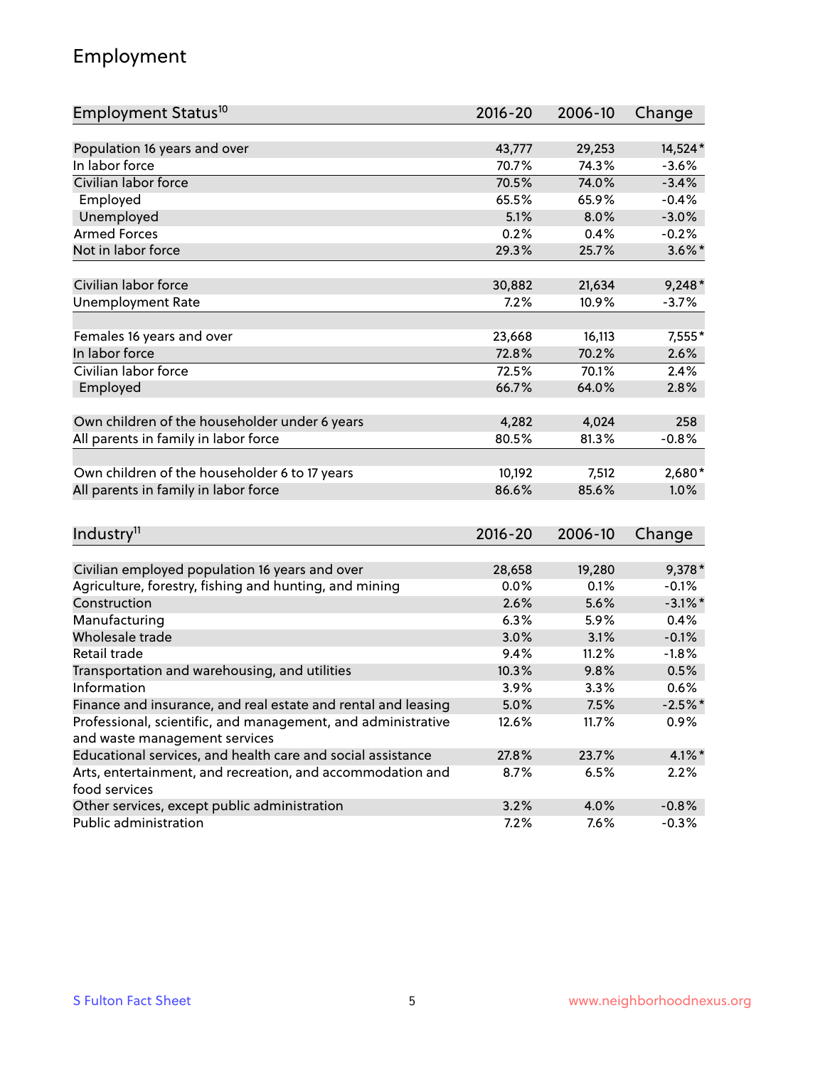## Employment

| Employment Status[10] | 2016-20 | 2006-10 | Change |
|---|---|---|---|
| Population 16 years and over | 43,777 | 29,253 | 14,524* |
| In labor force | 70.7% | 74.3% | -3.6% |
| Civilian labor force | 70.5% | 74.0% | -3.4% |
| Employed | 65.5% | 65.9% | -0.4% |
| Unemployed | 5.1% | 8.0% | -3.0% |
| Armed Forces | 0.2% | 0.4% | -0.2% |
| Not in labor force | 29.3% | 25.7% | 3.6%* |
| Civilian labor force | 30,882 | 21,634 | 9,248* |
| Unemployment Rate | 7.2% | 10.9% | -3.7% |
| Females 16 years and over | 23,668 | 16,113 | 7,555* |
| In labor force | 72.8% | 70.2% | 2.6% |
| Civilian labor force | 72.5% | 70.1% | 2.4% |
| Employed | 66.7% | 64.0% | 2.8% |
| Own children of the householder under 6 years | 4,282 | 4,024 | 258 |
| All parents in family in labor force | 80.5% | 81.3% | -0.8% |
| Own children of the householder 6 to 17 years | 10,192 | 7,512 | 2,680* |
| All parents in family in labor force | 86.6% | 85.6% | 1.0% |

| Industry[11] | 2016-20 | 2006-10 | Change |
|---|---|---|---|
| Civilian employed population 16 years and over | 28,658 | 19,280 | 9,378* |
| Agriculture, forestry, fishing and hunting, and mining | 0.0% | 0.1% | -0.1% |
| Construction | 2.6% | 5.6% | -3.1%* |
| Manufacturing | 6.3% | 5.9% | 0.4% |
| Wholesale trade | 3.0% | 3.1% | -0.1% |
| Retail trade | 9.4% | 11.2% | -1.8% |
| Transportation and warehousing, and utilities | 10.3% | 9.8% | 0.5% |
| Information | 3.9% | 3.3% | 0.6% |
| Finance and insurance, and real estate and rental and leasing | 5.0% | 7.5% | -2.5%* |
| Professional, scientific, and management, and administrative and waste management services | 12.6% | 11.7% | 0.9% |
| Educational services, and health care and social assistance | 27.8% | 23.7% | 4.1%* |
| Arts, entertainment, and recreation, and accommodation and food services | 8.7% | 6.5% | 2.2% |
| Other services, except public administration | 3.2% | 4.0% | -0.8% |
| Public administration | 7.2% | 7.6% | -0.3% |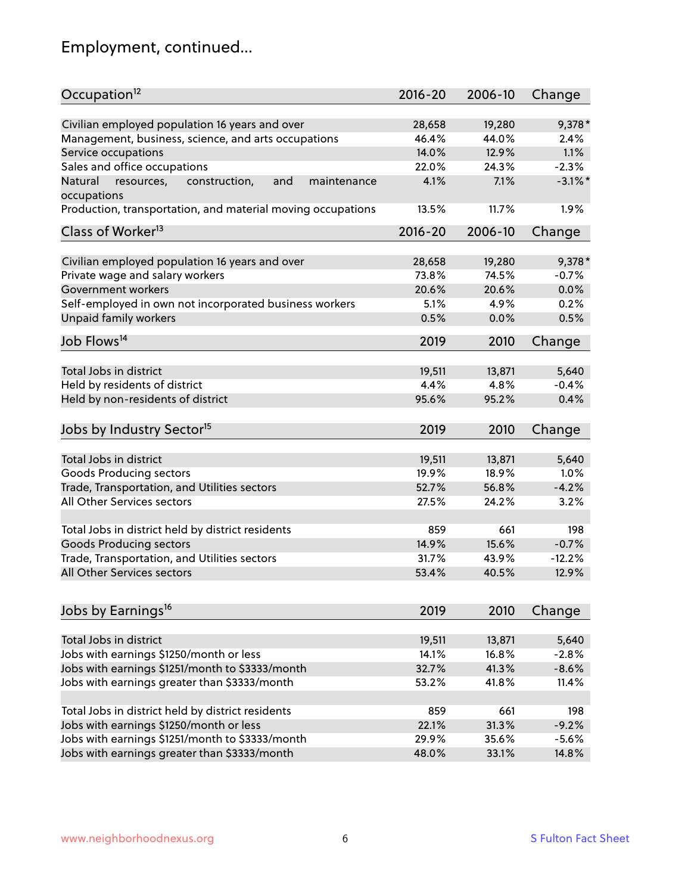# Employment, continued...

| Occupation[12] | 2016-20 | 2006-10 | Change |
|---|---|---|---|
| Civilian employed population 16 years and over | 28,658 | 19,280 | 9,378* |
| Management, business, science, and arts occupations | 46.4% | 44.0% | 2.4% |
| Service occupations | 14.0% | 12.9% | 1.1% |
| Sales and office occupations | 22.0% | 24.3% | -2.3% |
| Natural resources, construction, and maintenance occupations | 4.1% | 7.1% | -3.1%* |
| Production, transportation, and material moving occupations | 13.5% | 11.7% | 1.9% |

| Class of Worker[13] | 2016-20 | 2006-10 | Change |
|---|---|---|---|
| Civilian employed population 16 years and over | 28,658 | 19,280 | 9,378* |
| Private wage and salary workers | 73.8% | 74.5% | -0.7% |
| Government workers | 20.6% | 20.6% | 0.0% |
| Self-employed in own not incorporated business workers | 5.1% | 4.9% | 0.2% |
| Unpaid family workers | 0.5% | 0.0% | 0.5% |

| Job Flows[14] | 2019 | 2010 | Change |
|---|---|---|---|
| Total Jobs in district | 19,511 | 13,871 | 5,640 |
| Held by residents of district | 4.4% | 4.8% | -0.4% |
| Held by non-residents of district | 95.6% | 95.2% | 0.4% |

| Jobs by Industry Sector[15] | 2019 | 2010 | Change |
|---|---|---|---|
| Total Jobs in district | 19,511 | 13,871 | 5,640 |
| Goods Producing sectors | 19.9% | 18.9% | 1.0% |
| Trade, Transportation, and Utilities sectors | 52.7% | 56.8% | -4.2% |
| All Other Services sectors | 27.5% | 24.2% | 3.2% |
| | | | |
| Total Jobs in district held by district residents | 859 | 661 | 198 |
| Goods Producing sectors | 14.9% | 15.6% | -0.7% |
| Trade, Transportation, and Utilities sectors | 31.7% | 43.9% | -12.2% |
| All Other Services sectors | 53.4% | 40.5% | 12.9% |

| Jobs by Earnings[16] | 2019 | 2010 | Change |
|---|---|---|---|
| Total Jobs in district | 19,511 | 13,871 | 5,640 |
| Jobs with earnings $1250/month or less | 14.1% | 16.8% | -2.8% |
| Jobs with earnings $1251/month to $3333/month | 32.7% | 41.3% | -8.6% |
| Jobs with earnings greater than $3333/month | 53.2% | 41.8% | 11.4% |
| | | | |
| Total Jobs in district held by district residents | 859 | 661 | 198 |
| Jobs with earnings $1250/month or less | 22.1% | 31.3% | -9.2% |
| Jobs with earnings $1251/month to $3333/month | 29.9% | 35.6% | -5.6% |
| Jobs with earnings greater than $3333/month | 48.0% | 33.1% | 14.8% |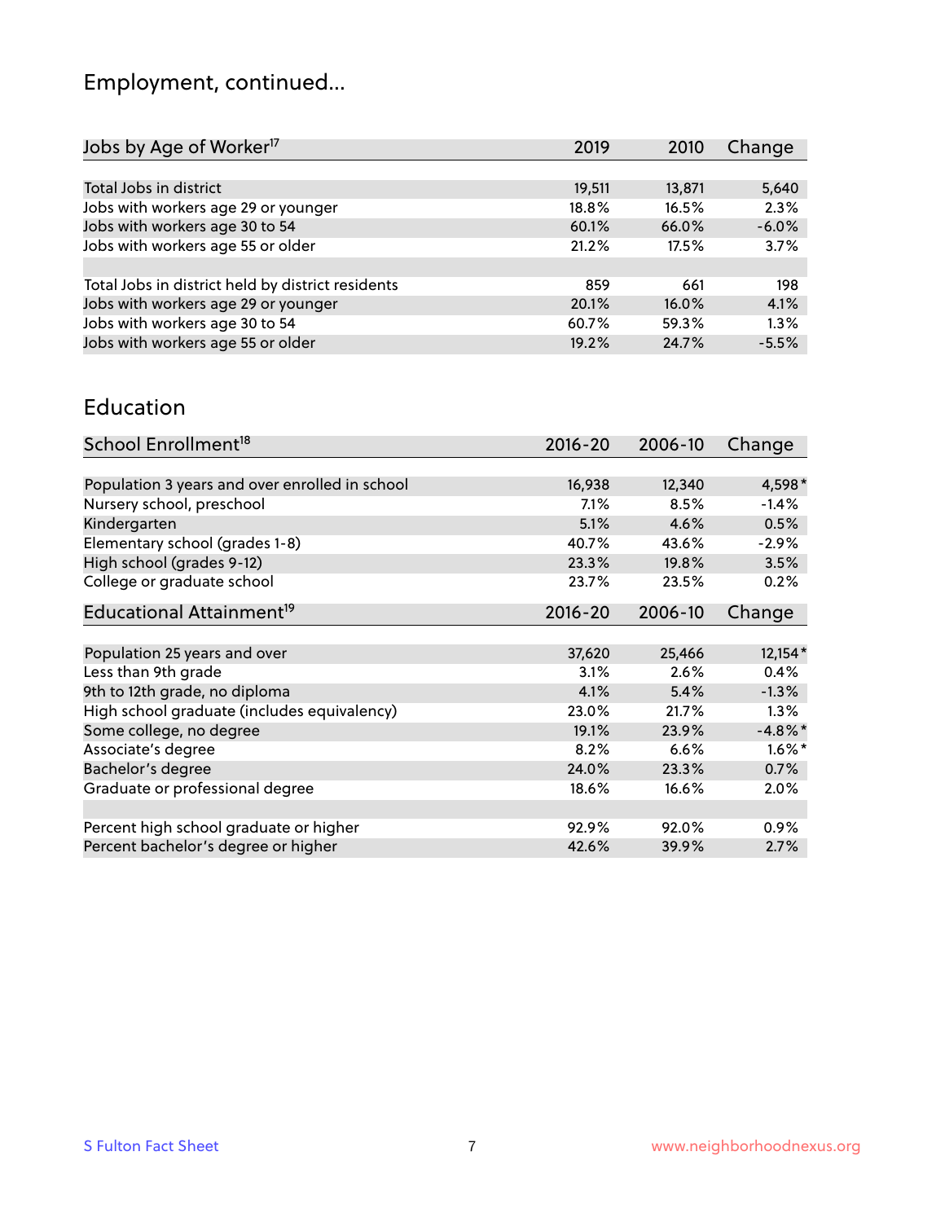# Employment, continued...

| Jobs by Age of Worker[17] | 2019 | 2010 | Change |
|---|---|---|---|
| Total Jobs in district | 19,511 | 13,871 | 5,640 |
| Jobs with workers age 29 or younger | 18.8% | 16.5% | 2.3% |
| Jobs with workers age 30 to 54 | 60.1% | 66.0% | -6.0% |
| Jobs with workers age 55 or older | 21.2% | 17.5% | 3.7% |
| | | | |
| Total Jobs in district held by district residents | 859 | 661 | 198 |
| Jobs with workers age 29 or younger | 20.1% | 16.0% | 4.1% |
| Jobs with workers age 30 to 54 | 60.7% | 59.3% | 1.3% |
| Jobs with workers age 55 or older | 19.2% | 24.7% | -5.5% |

## Education

| School Enrollment[18] | 2016-20 | 2006-10 | Change |
|---|---|---|---|
| Population 3 years and over enrolled in school | 16,938 | 12,340 | 4,598* |
| Nursery school, preschool | 7.1% | 8.5% | -1.4% |
| Kindergarten | 5.1% | 4.6% | 0.5% |
| Elementary school (grades 1-8) | 40.7% | 43.6% | -2.9% |
| High school (grades 9-12) | 23.3% | 19.8% | 3.5% |
| College or graduate school | 23.7% | 23.5% | 0.2% |

| Educational Attainment[19] | 2016-20 | 2006-10 | Change |
|---|---|---|---|
| Population 25 years and over | 37,620 | 25,466 | 12,154* |
| Less than 9th grade | 3.1% | 2.6% | 0.4% |
| 9th to 12th grade, no diploma | 4.1% | 5.4% | -1.3% |
| High school graduate (includes equivalency) | 23.0% | 21.7% | 1.3% |
| Some college, no degree | 19.1% | 23.9% | -4.8%* |
| Associate's degree | 8.2% | 6.6% | 1.6%* |
| Bachelor's degree | 24.0% | 23.3% | 0.7% |
| Graduate or professional degree | 18.6% | 16.6% | 2.0% |
| | | | |
| Percent high school graduate or higher | 92.9% | 92.0% | 0.9% |
| Percent bachelor's degree or higher | 42.6% | 39.9% | 2.7% |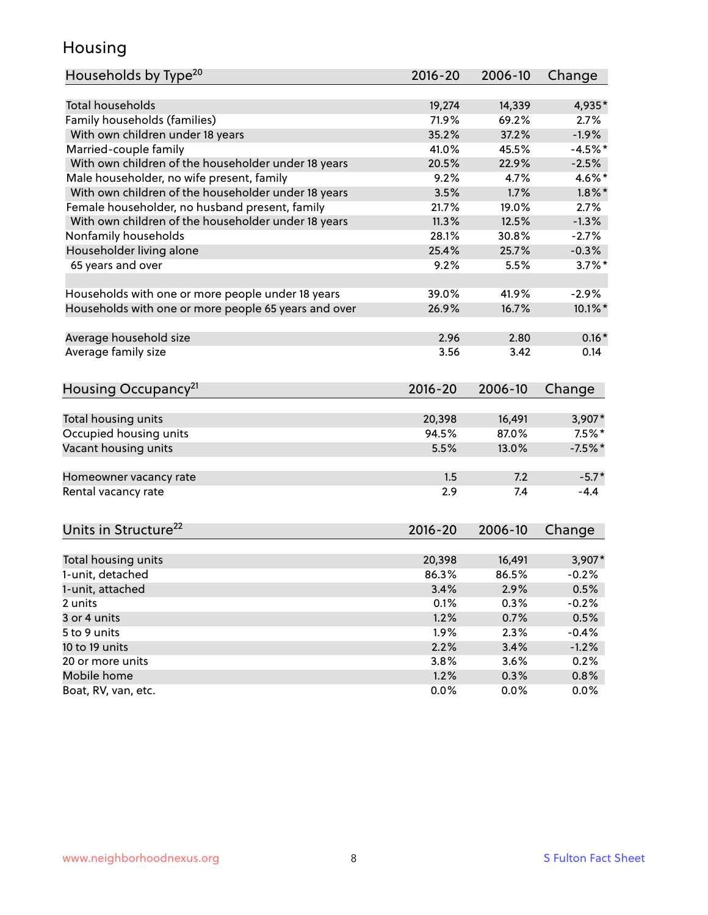# Housing

| Households by Type[20] | 2016-20 | 2006-10 | Change |
|---|---|---|---|
| Total households | 19,274 | 14,339 | 4,935* |
| Family households (families) | 71.9% | 69.2% | 2.7% |
| With own children under 18 years | 35.2% | 37.2% | -1.9% |
| Married-couple family | 41.0% | 45.5% | -4.5%* |
| With own children of the householder under 18 years | 20.5% | 22.9% | -2.5% |
| Male householder, no wife present, family | 9.2% | 4.7% | 4.6%* |
| With own children of the householder under 18 years | 3.5% | 1.7% | 1.8%* |
| Female householder, no husband present, family | 21.7% | 19.0% | 2.7% |
| With own children of the householder under 18 years | 11.3% | 12.5% | -1.3% |
| Nonfamily households | 28.1% | 30.8% | -2.7% |
| Householder living alone | 25.4% | 25.7% | -0.3% |
| 65 years and over | 9.2% | 5.5% | 3.7%* |
| Households with one or more people under 18 years | 39.0% | 41.9% | -2.9% |
| Households with one or more people 65 years and over | 26.9% | 16.7% | 10.1%* |
| Average household size | 2.96 | 2.80 | 0.16* |
| Average family size | 3.56 | 3.42 | 0.14 |

| Housing Occupancy[21] | 2016-20 | 2006-10 | Change |
|---|---|---|---|
| Total housing units | 20,398 | 16,491 | 3,907* |
| Occupied housing units | 94.5% | 87.0% | 7.5%* |
| Vacant housing units | 5.5% | 13.0% | -7.5%* |
| Homeowner vacancy rate | 1.5 | 7.2 | -5.7* |
| Rental vacancy rate | 2.9 | 7.4 | -4.4 |

| Units in Structure[22] | 2016-20 | 2006-10 | Change |
|---|---|---|---|
| Total housing units | 20,398 | 16,491 | 3,907* |
| 1-unit, detached | 86.3% | 86.5% | -0.2% |
| 1-unit, attached | 3.4% | 2.9% | 0.5% |
| 2 units | 0.1% | 0.3% | -0.2% |
| 3 or 4 units | 1.2% | 0.7% | 0.5% |
| 5 to 9 units | 1.9% | 2.3% | -0.4% |
| 10 to 19 units | 2.2% | 3.4% | -1.2% |
| 20 or more units | 3.8% | 3.6% | 0.2% |
| Mobile home | 1.2% | 0.3% | 0.8% |
| Boat, RV, van, etc. | 0.0% | 0.0% | 0.0% |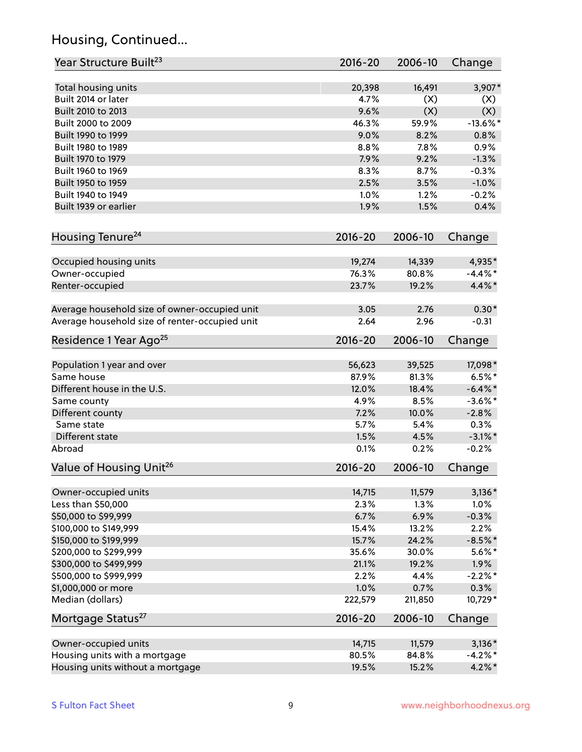## Housing, Continued...

| Year Structure Built[23] | 2016-20 | 2006-10 | Change |
|---|---|---|---|
| Total housing units | 20,398 | 16,491 | 3,907* |
| Built 2014 or later | 4.7% | (X) | (X) |
| Built 2010 to 2013 | 9.6% | (X) | (X) |
| Built 2000 to 2009 | 46.3% | 59.9% | -13.6%* |
| Built 1990 to 1999 | 9.0% | 8.2% | 0.8% |
| Built 1980 to 1989 | 8.8% | 7.8% | 0.9% |
| Built 1970 to 1979 | 7.9% | 9.2% | -1.3% |
| Built 1960 to 1969 | 8.3% | 8.7% | -0.3% |
| Built 1950 to 1959 | 2.5% | 3.5% | -1.0% |
| Built 1940 to 1949 | 1.0% | 1.2% | -0.2% |
| Built 1939 or earlier | 1.9% | 1.5% | 0.4% |

| Housing Tenure[24] | 2016-20 | 2006-10 | Change |
|---|---|---|---|
| Occupied housing units | 19,274 | 14,339 | 4,935* |
| Owner-occupied | 76.3% | 80.8% | -4.4%* |
| Renter-occupied | 23.7% | 19.2% | 4.4%* |
| Average household size of owner-occupied unit | 3.05 | 2.76 | 0.30* |
| Average household size of renter-occupied unit | 2.64 | 2.96 | -0.31 |

| Residence 1 Year Ago[25] | 2016-20 | 2006-10 | Change |
|---|---|---|---|
| Population 1 year and over | 56,623 | 39,525 | 17,098* |
| Same house | 87.9% | 81.3% | 6.5%* |
| Different house in the U.S. | 12.0% | 18.4% | -6.4%* |
| Same county | 4.9% | 8.5% | -3.6%* |
| Different county | 7.2% | 10.0% | -2.8% |
| Same state | 5.7% | 5.4% | 0.3% |
| Different state | 1.5% | 4.5% | -3.1%* |
| Abroad | 0.1% | 0.2% | -0.2% |

| Value of Housing Unit[26] | 2016-20 | 2006-10 | Change |
|---|---|---|---|
| Owner-occupied units | 14,715 | 11,579 | 3,136* |
| Less than $50,000 | 2.3% | 1.3% | 1.0% |
| $50,000 to $99,999 | 6.7% | 6.9% | -0.3% |
| $100,000 to $149,999 | 15.4% | 13.2% | 2.2% |
| $150,000 to $199,999 | 15.7% | 24.2% | -8.5%* |
| $200,000 to $299,999 | 35.6% | 30.0% | 5.6%* |
| $300,000 to $499,999 | 21.1% | 19.2% | 1.9% |
| $500,000 to $999,999 | 2.2% | 4.4% | -2.2%* |
| $1,000,000 or more | 1.0% | 0.7% | 0.3% |
| Median (dollars) | 222,579 | 211,850 | 10,729* |

| Mortgage Status[27] | 2016-20 | 2006-10 | Change |
|---|---|---|---|
| Owner-occupied units | 14,715 | 11,579 | 3,136* |
| Housing units with a mortgage | 80.5% | 84.8% | -4.2%* |
| Housing units without a mortgage | 19.5% | 15.2% | 4.2%* |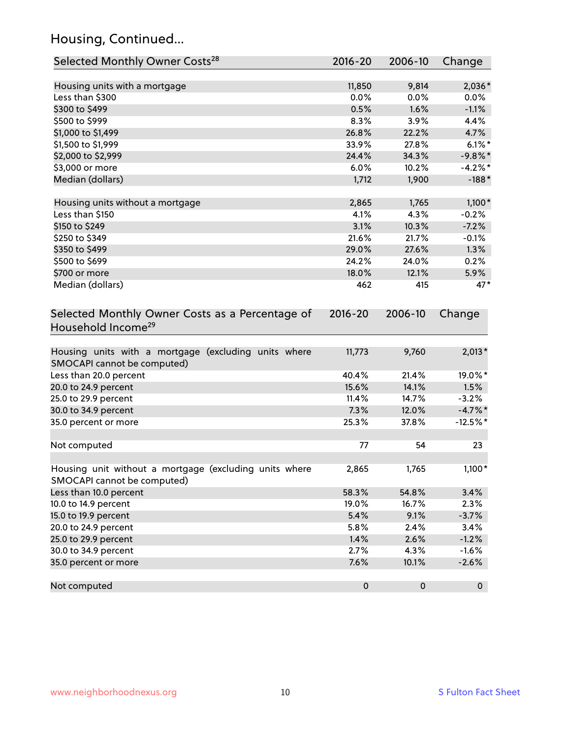## Housing, Continued...

| Selected Monthly Owner Costs[28] | 2016-20 | 2006-10 | Change |
|---|---|---|---|
| Housing units with a mortgage | 11,850 | 9,814 | 2,036* |
| Less than $300 | 0.0% | 0.0% | 0.0% |
| $300 to $499 | 0.5% | 1.6% | -1.1% |
| $500 to $999 | 8.3% | 3.9% | 4.4% |
| $1,000 to $1,499 | 26.8% | 22.2% | 4.7% |
| $1,500 to $1,999 | 33.9% | 27.8% | 6.1%* |
| $2,000 to $2,999 | 24.4% | 34.3% | -9.8%* |
| $3,000 or more | 6.0% | 10.2% | -4.2%* |
| Median (dollars) | 1,712 | 1,900 | -188* |
| | | | |
| Housing units without a mortgage | 2,865 | 1,765 | 1,100* |
| Less than $150 | 4.1% | 4.3% | -0.2% |
| $150 to $249 | 3.1% | 10.3% | -7.2% |
| $250 to $349 | 21.6% | 21.7% | -0.1% |
| $350 to $499 | 29.0% | 27.6% | 1.3% |
| $500 to $699 | 24.2% | 24.0% | 0.2% |
| $700 or more | 18.0% | 12.1% | 5.9% |
| Median (dollars) | 462 | 415 | 47* |

| Selected Monthly Owner Costs as a Percentage of Household Income[29] | 2016-20 | 2006-10 | Change |
|---|---|---|---|
| Housing units with a mortgage (excluding units where SMOCAPI cannot be computed) | 11,773 | 9,760 | 2,013* |
| Less than 20.0 percent | 40.4% | 21.4% | 19.0%* |
| 20.0 to 24.9 percent | 15.6% | 14.1% | 1.5% |
| 25.0 to 29.9 percent | 11.4% | 14.7% | -3.2% |
| 30.0 to 34.9 percent | 7.3% | 12.0% | -4.7%* |
| 35.0 percent or more | 25.3% | 37.8% | -12.5%* |
| | | | |
| Not computed | 77 | 54 | 23 |
| | | | |
| Housing unit without a mortgage (excluding units where SMOCAPI cannot be computed) | 2,865 | 1,765 | 1,100* |
| Less than 10.0 percent | 58.3% | 54.8% | 3.4% |
| 10.0 to 14.9 percent | 19.0% | 16.7% | 2.3% |
| 15.0 to 19.9 percent | 5.4% | 9.1% | -3.7% |
| 20.0 to 24.9 percent | 5.8% | 2.4% | 3.4% |
| 25.0 to 29.9 percent | 1.4% | 2.6% | -1.2% |
| 30.0 to 34.9 percent | 2.7% | 4.3% | -1.6% |
| 35.0 percent or more | 7.6% | 10.1% | -2.6% |
| | | | |
| Not computed | 0 | 0 | 0 |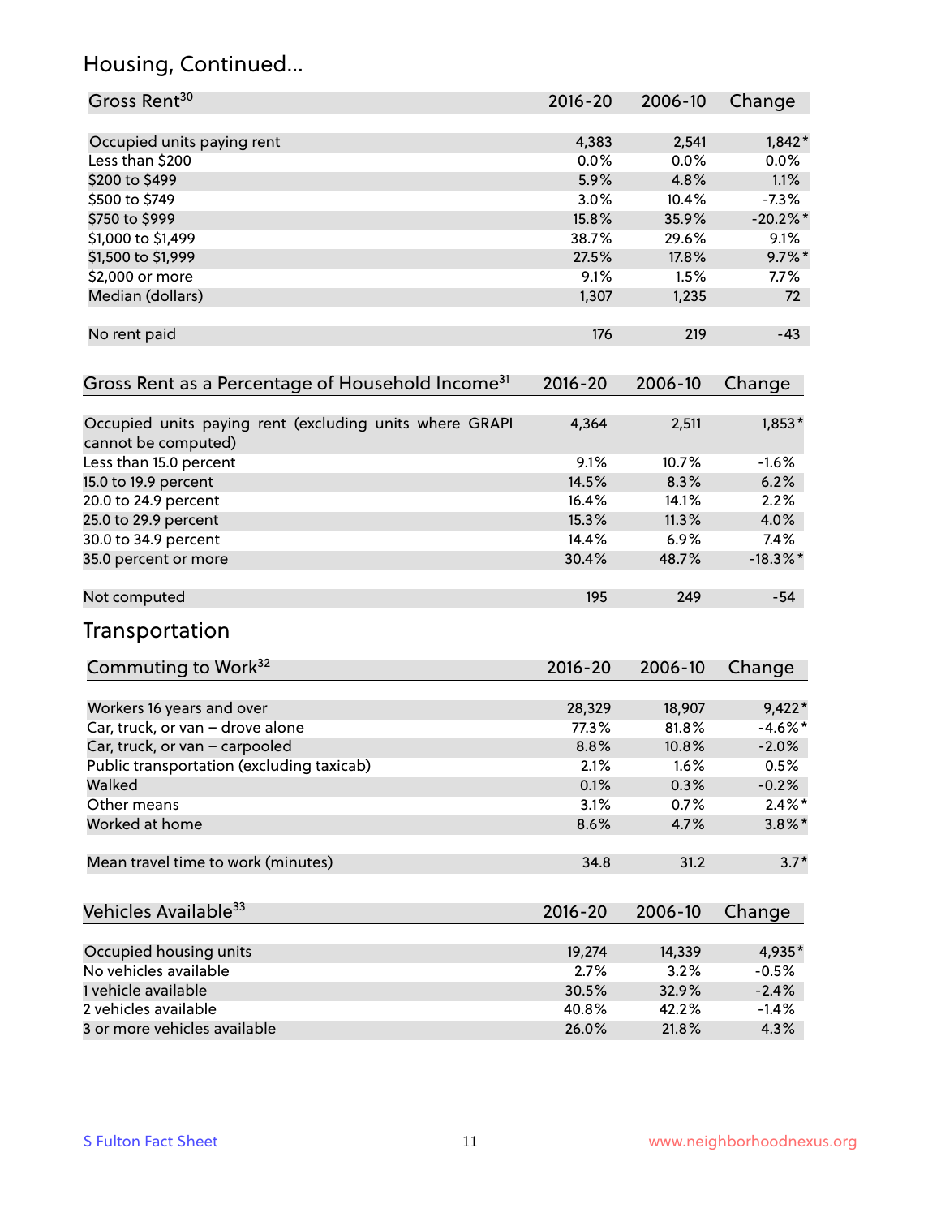## Housing, Continued...

| Gross Rent[30] | 2016-20 | 2006-10 | Change |
|---|---|---|---|
| Occupied units paying rent | 4,383 | 2,541 | 1,842* |
| Less than $200 | 0.0% | 0.0% | 0.0% |
| $200 to $499 | 5.9% | 4.8% | 1.1% |
| $500 to $749 | 3.0% | 10.4% | -7.3% |
| $750 to $999 | 15.8% | 35.9% | -20.2%* |
| $1,000 to $1,499 | 38.7% | 29.6% | 9.1% |
| $1,500 to $1,999 | 27.5% | 17.8% | 9.7%* |
| $2,000 or more | 9.1% | 1.5% | 7.7% |
| Median (dollars) | 1,307 | 1,235 | 72 |
| No rent paid | 176 | 219 | -43 |

| Gross Rent as a Percentage of Household Income[31] | 2016-20 | 2006-10 | Change |
|---|---|---|---|
| Occupied units paying rent (excluding units where GRAPI cannot be computed) | 4,364 | 2,511 | 1,853* |
| Less than 15.0 percent | 9.1% | 10.7% | -1.6% |
| 15.0 to 19.9 percent | 14.5% | 8.3% | 6.2% |
| 20.0 to 24.9 percent | 16.4% | 14.1% | 2.2% |
| 25.0 to 29.9 percent | 15.3% | 11.3% | 4.0% |
| 30.0 to 34.9 percent | 14.4% | 6.9% | 7.4% |
| 35.0 percent or more | 30.4% | 48.7% | -18.3%* |
| Not computed | 195 | 249 | -54 |

## Transportation

| Commuting to Work[32] | 2016-20 | 2006-10 | Change |
|---|---|---|---|
| Workers 16 years and over | 28,329 | 18,907 | 9,422* |
| Car, truck, or van – drove alone | 77.3% | 81.8% | -4.6%* |
| Car, truck, or van – carpooled | 8.8% | 10.8% | -2.0% |
| Public transportation (excluding taxicab) | 2.1% | 1.6% | 0.5% |
| Walked | 0.1% | 0.3% | -0.2% |
| Other means | 3.1% | 0.7% | 2.4%* |
| Worked at home | 8.6% | 4.7% | 3.8%* |
| Mean travel time to work (minutes) | 34.8 | 31.2 | 3.7* |

| Vehicles Available[33] | 2016-20 | 2006-10 | Change |
|---|---|---|---|
| Occupied housing units | 19,274 | 14,339 | 4,935* |
| No vehicles available | 2.7% | 3.2% | -0.5% |
| 1 vehicle available | 30.5% | 32.9% | -2.4% |
| 2 vehicles available | 40.8% | 42.2% | -1.4% |
| 3 or more vehicles available | 26.0% | 21.8% | 4.3% |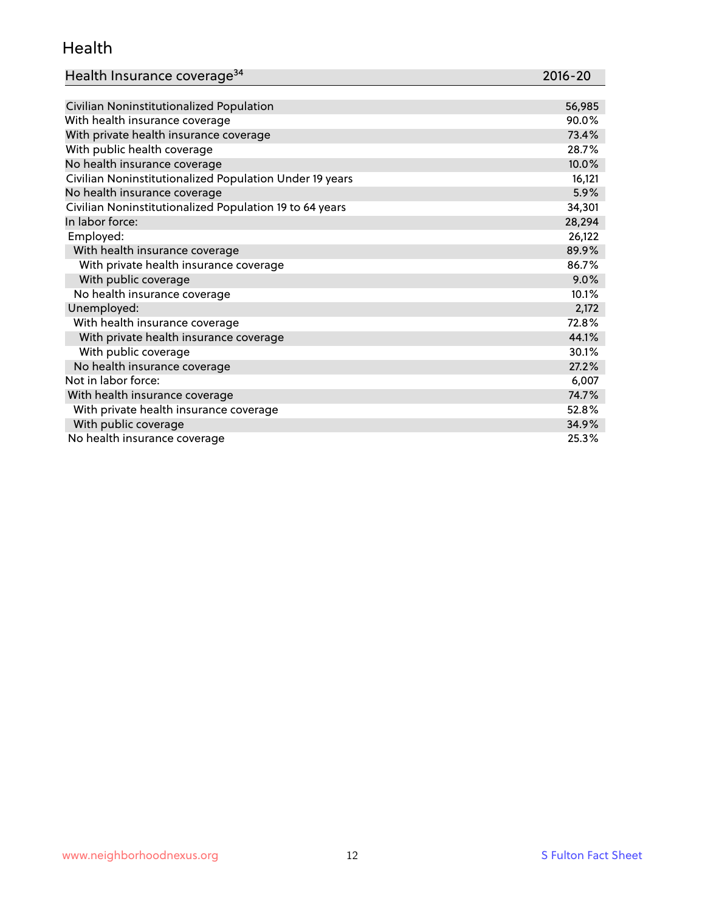## Health

| Health Insurance coverage[34] | 2016-20 |
| --- | --- |
| Civilian Noninstitutionalized Population | 56,985 |
| With health insurance coverage | 90.0% |
| With private health insurance coverage | 73.4% |
| With public health coverage | 28.7% |
| No health insurance coverage | 10.0% |
| Civilian Noninstitutionalized Population Under 19 years | 16,121 |
| No health insurance coverage | 5.9% |
| Civilian Noninstitutionalized Population 19 to 64 years | 34,301 |
| In labor force: | 28,294 |
| Employed: | 26,122 |
| With health insurance coverage | 89.9% |
| With private health insurance coverage | 86.7% |
| With public coverage | 9.0% |
| No health insurance coverage | 10.1% |
| Unemployed: | 2,172 |
| With health insurance coverage | 72.8% |
| With private health insurance coverage | 44.1% |
| With public coverage | 30.1% |
| No health insurance coverage | 27.2% |
| Not in labor force: | 6,007 |
| With health insurance coverage | 74.7% |
| With private health insurance coverage | 52.8% |
| With public coverage | 34.9% |
| No health insurance coverage | 25.3% |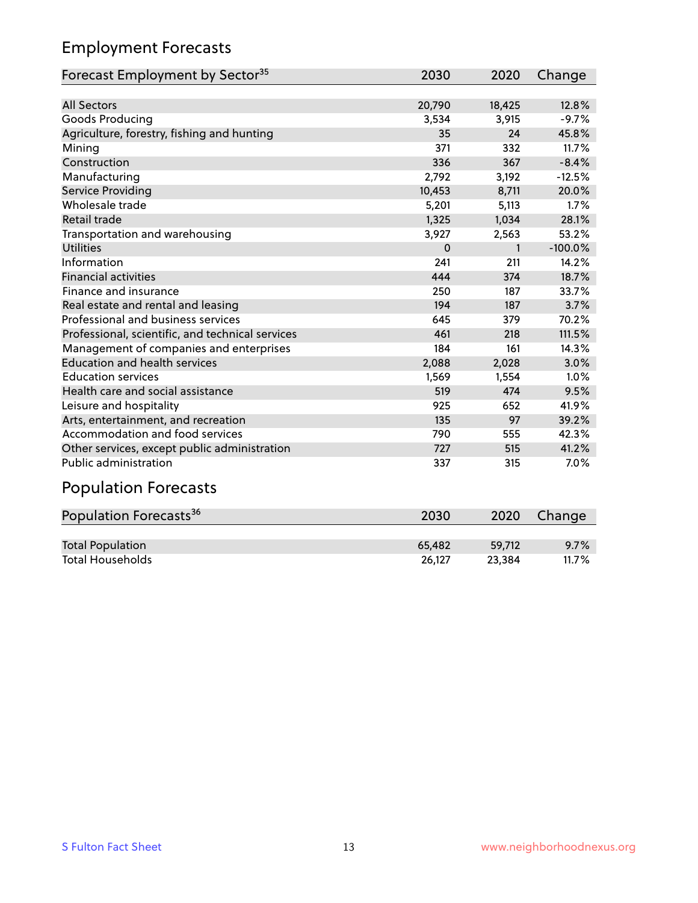## Employment Forecasts

| Forecast Employment by Sector[35] | 2030 | 2020 | Change |
|---|---|---|---|
| All Sectors | 20,790 | 18,425 | 12.8% |
| Goods Producing | 3,534 | 3,915 | -9.7% |
| Agriculture, forestry, fishing and hunting | 35 | 24 | 45.8% |
| Mining | 371 | 332 | 11.7% |
| Construction | 336 | 367 | -8.4% |
| Manufacturing | 2,792 | 3,192 | -12.5% |
| Service Providing | 10,453 | 8,711 | 20.0% |
| Wholesale trade | 5,201 | 5,113 | 1.7% |
| Retail trade | 1,325 | 1,034 | 28.1% |
| Transportation and warehousing | 3,927 | 2,563 | 53.2% |
| Utilities | 0 | 1 | -100.0% |
| Information | 241 | 211 | 14.2% |
| Financial activities | 444 | 374 | 18.7% |
| Finance and insurance | 250 | 187 | 33.7% |
| Real estate and rental and leasing | 194 | 187 | 3.7% |
| Professional and business services | 645 | 379 | 70.2% |
| Professional, scientific, and technical services | 461 | 218 | 111.5% |
| Management of companies and enterprises | 184 | 161 | 14.3% |
| Education and health services | 2,088 | 2,028 | 3.0% |
| Education services | 1,569 | 1,554 | 1.0% |
| Health care and social assistance | 519 | 474 | 9.5% |
| Leisure and hospitality | 925 | 652 | 41.9% |
| Arts, entertainment, and recreation | 135 | 97 | 39.2% |
| Accommodation and food services | 790 | 555 | 42.3% |
| Other services, except public administration | 727 | 515 | 41.2% |
| Public administration | 337 | 315 | 7.0% |

## Population Forecasts

| Population Forecasts[36] | 2030 | 2020 | Change |
|---|---|---|---|
| Total Population | 65,482 | 59,712 | 9.7% |
| Total Households | 26,127 | 23,384 | 11.7% |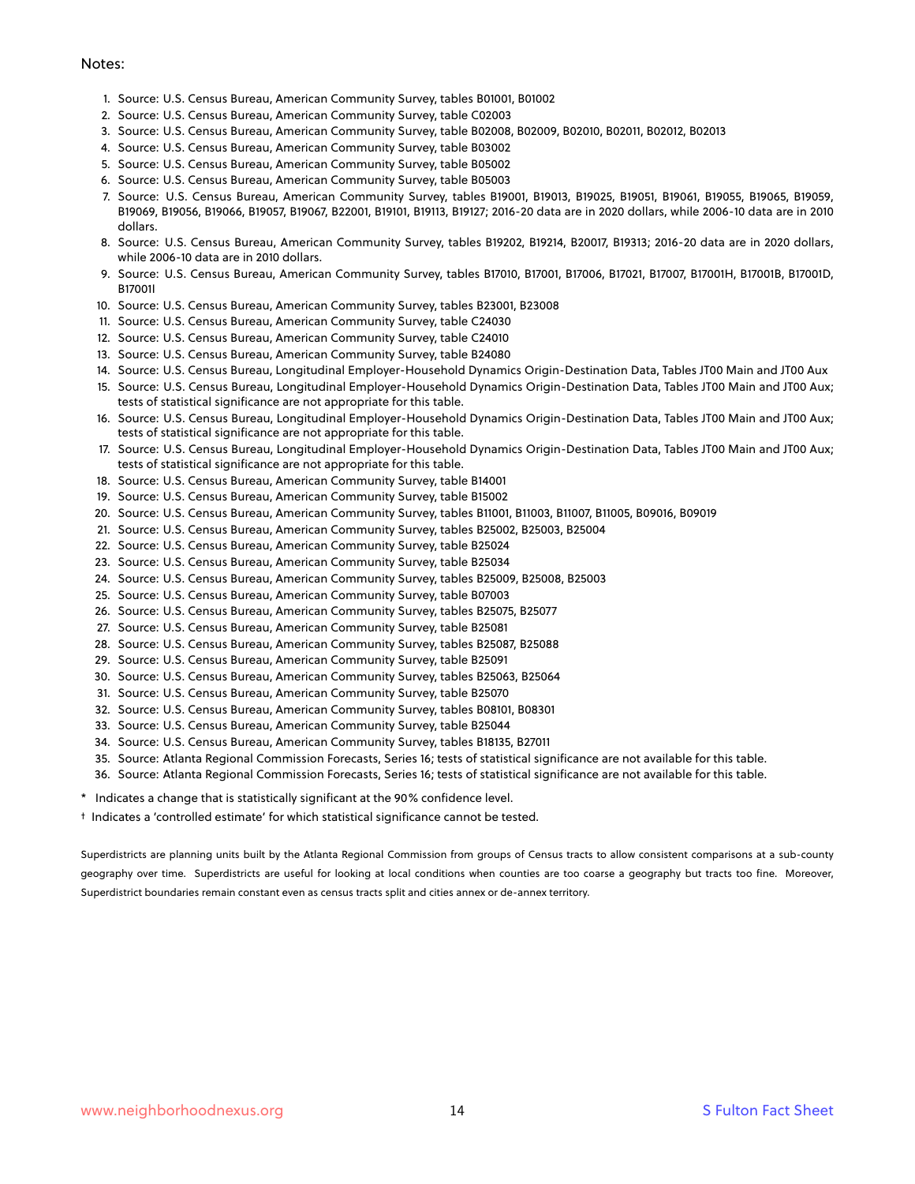Notes:

1. Source: U.S. Census Bureau, American Community Survey, tables B01001, B01002
2. Source: U.S. Census Bureau, American Community Survey, table C02003
3. Source: U.S. Census Bureau, American Community Survey, table B02008, B02009, B02010, B02011, B02012, B02013
4. Source: U.S. Census Bureau, American Community Survey, table B03002
5. Source: U.S. Census Bureau, American Community Survey, table B05002
6. Source: U.S. Census Bureau, American Community Survey, table B05003
7. Source: U.S. Census Bureau, American Community Survey, tables B19001, B19013, B19025, B19051, B19061, B19055, B19065, B19059, B19069, B19056, B19066, B19057, B19067, B22001, B19101, B19113, B19127; 2016-20 data are in 2020 dollars, while 2006-10 data are in 2010 dollars.
8. Source: U.S. Census Bureau, American Community Survey, tables B19202, B19214, B20017, B19313; 2016-20 data are in 2020 dollars, while 2006-10 data are in 2010 dollars.
9. Source: U.S. Census Bureau, American Community Survey, tables B17010, B17001, B17006, B17021, B17007, B17001H, B17001B, B17001D, B17001I
10. Source: U.S. Census Bureau, American Community Survey, tables B23001, B23008
11. Source: U.S. Census Bureau, American Community Survey, table C24030
12. Source: U.S. Census Bureau, American Community Survey, table C24010
13. Source: U.S. Census Bureau, American Community Survey, table B24080
14. Source: U.S. Census Bureau, Longitudinal Employer-Household Dynamics Origin-Destination Data, Tables JT00 Main and JT00 Aux
15. Source: U.S. Census Bureau, Longitudinal Employer-Household Dynamics Origin-Destination Data, Tables JT00 Main and JT00 Aux; tests of statistical significance are not appropriate for this table.
16. Source: U.S. Census Bureau, Longitudinal Employer-Household Dynamics Origin-Destination Data, Tables JT00 Main and JT00 Aux; tests of statistical significance are not appropriate for this table.
17. Source: U.S. Census Bureau, Longitudinal Employer-Household Dynamics Origin-Destination Data, Tables JT00 Main and JT00 Aux; tests of statistical significance are not appropriate for this table.
18. Source: U.S. Census Bureau, American Community Survey, table B14001
19. Source: U.S. Census Bureau, American Community Survey, table B15002
20. Source: U.S. Census Bureau, American Community Survey, tables B11001, B11003, B11007, B11005, B09016, B09019
21. Source: U.S. Census Bureau, American Community Survey, tables B25002, B25003, B25004
22. Source: U.S. Census Bureau, American Community Survey, table B25024
23. Source: U.S. Census Bureau, American Community Survey, table B25034
24. Source: U.S. Census Bureau, American Community Survey, tables B25009, B25008, B25003
25. Source: U.S. Census Bureau, American Community Survey, table B07003
26. Source: U.S. Census Bureau, American Community Survey, tables B25075, B25077
27. Source: U.S. Census Bureau, American Community Survey, table B25081
28. Source: U.S. Census Bureau, American Community Survey, tables B25087, B25088
29. Source: U.S. Census Bureau, American Community Survey, table B25091
30. Source: U.S. Census Bureau, American Community Survey, tables B25063, B25064
31. Source: U.S. Census Bureau, American Community Survey, table B25070
32. Source: U.S. Census Bureau, American Community Survey, tables B08101, B08301
33. Source: U.S. Census Bureau, American Community Survey, table B25044
34. Source: U.S. Census Bureau, American Community Survey, tables B18135, B27011
35. Source: Atlanta Regional Commission Forecasts, Series 16; tests of statistical significance are not available for this table.
36. Source: Atlanta Regional Commission Forecasts, Series 16; tests of statistical significance are not available for this table.

\* Indicates a change that is statistically significant at the 90% confidence level.

† Indicates a 'controlled estimate' for which statistical significance cannot be tested.

Superdistricts are planning units built by the Atlanta Regional Commission from groups of Census tracts to allow consistent comparisons at a sub-county geography over time. Superdistricts are useful for looking at local conditions when counties are too coarse a geography but tracts too fine. Moreover, Superdistrict boundaries remain constant even as census tracts split and cities annex or de-annex territory.